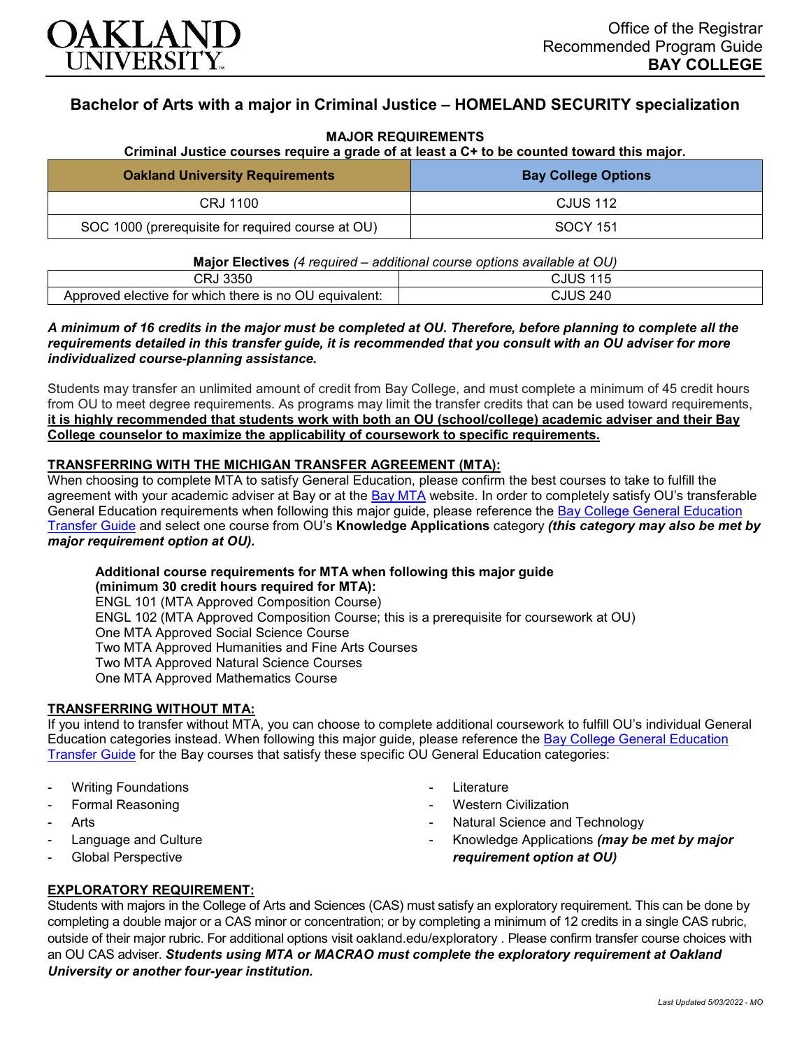Office of the Registrar
Recommended Program Guide
**BAY COLLEGE**

# Bachelor of Arts with a major in Criminal Justice – HOMELAND SECURITY specialization

**MAJOR REQUIREMENTS**
**Criminal Justice courses require a grade of at least a C+ to be counted toward this major.**

| Oakland University Requirements | Bay College Options |
|---|---|
| CRJ 1100 | CJUS 112 |
| SOC 1000 (prerequisite for required course at OU) | SOCY 151 |

**Major Electives** *(4 required – additional course options available at OU)*

| | |
|---|---|
| CRJ 3350 | CJUS 115 |
| Approved elective for which there is no OU equivalent: | CJUS 240 |

***A minimum of 16 credits in the major must be completed at OU. Therefore, before planning to complete all the requirements detailed in this transfer guide, it is recommended that you consult with an OU adviser for more individualized course-planning assistance.***

Students may transfer an unlimited amount of credit from Bay College, and must complete a minimum of 45 credit hours from OU to meet degree requirements. As programs may limit the transfer credits that can be used toward requirements, **it is highly recommended that students work with both an OU (school/college) academic adviser and their Bay College counselor to maximize the applicability of coursework to specific requirements.**

## TRANSFERRING WITH THE MICHIGAN TRANSFER AGREEMENT (MTA):

When choosing to complete MTA to satisfy General Education, please confirm the best courses to take to fulfill the agreement with your academic adviser at Bay or at the Bay MTA website. In order to completely satisfy OU's transferable General Education requirements when following this major guide, please reference the Bay College General Education Transfer Guide and select one course from OU's **Knowledge Applications** category ***(this category may also be met by major requirement option at OU).***

**Additional course requirements for MTA when following this major guide (minimum 30 credit hours required for MTA):**
ENGL 101 (MTA Approved Composition Course)
ENGL 102 (MTA Approved Composition Course; this is a prerequisite for coursework at OU)
One MTA Approved Social Science Course
Two MTA Approved Humanities and Fine Arts Courses
Two MTA Approved Natural Science Courses
One MTA Approved Mathematics Course

## TRANSFERRING WITHOUT MTA:

If you intend to transfer without MTA, you can choose to complete additional coursework to fulfill OU's individual General Education categories instead. When following this major guide, please reference the Bay College General Education Transfer Guide for the Bay courses that satisfy these specific OU General Education categories:

- Writing Foundations
- Formal Reasoning
- Arts
- Language and Culture
- Global Perspective
- Literature
- Western Civilization
- Natural Science and Technology
- Knowledge Applications ***(may be met by major requirement option at OU)***

## EXPLORATORY REQUIREMENT:

Students with majors in the College of Arts and Sciences (CAS) must satisfy an exploratory requirement. This can be done by completing a double major or a CAS minor or concentration; or by completing a minimum of 12 credits in a single CAS rubric, outside of their major rubric. For additional options visit oakland.edu/exploratory . Please confirm transfer course choices with an OU CAS adviser. ***Students using MTA or MACRAO must complete the exploratory requirement at Oakland University or another four-year institution.***

*Last Updated 5/03/2022 - MO*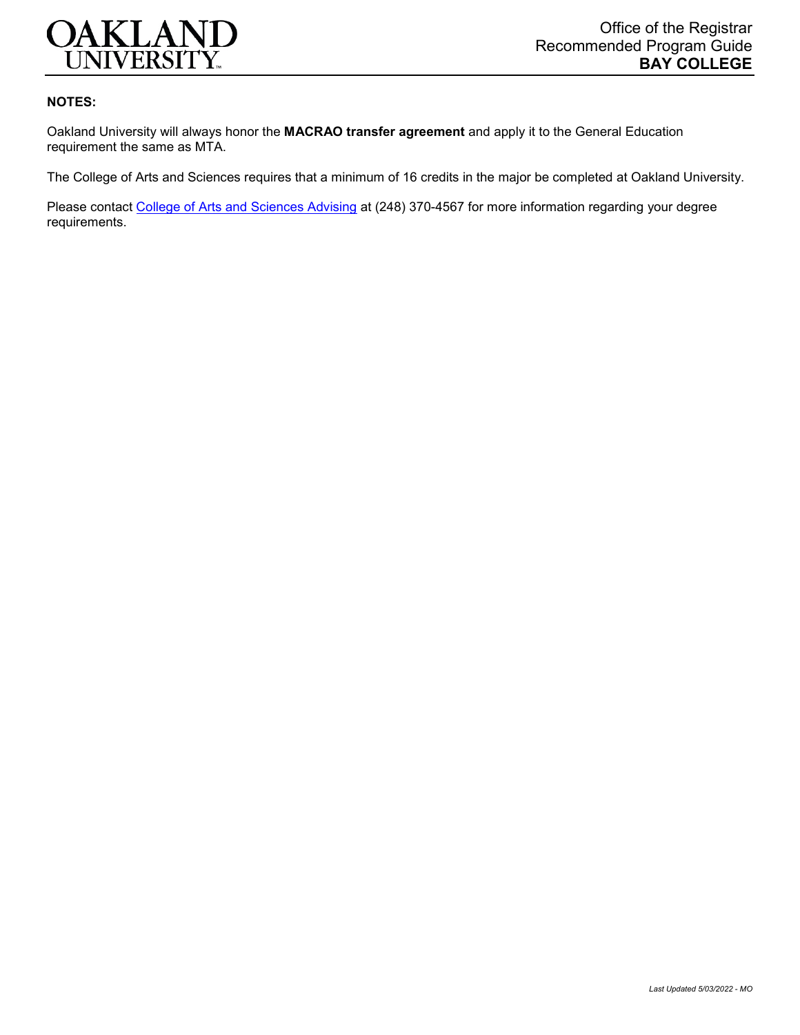**NOTES:**

Oakland University will always honor the **MACRAO transfer agreement** and apply it to the General Education requirement the same as MTA.

The College of Arts and Sciences requires that a minimum of 16 credits in the major be completed at Oakland University.

Please contact College of Arts and Sciences Advising at (248) 370-4567 for more information regarding your degree requirements.

*Last Updated 5/03/2022 - MO*